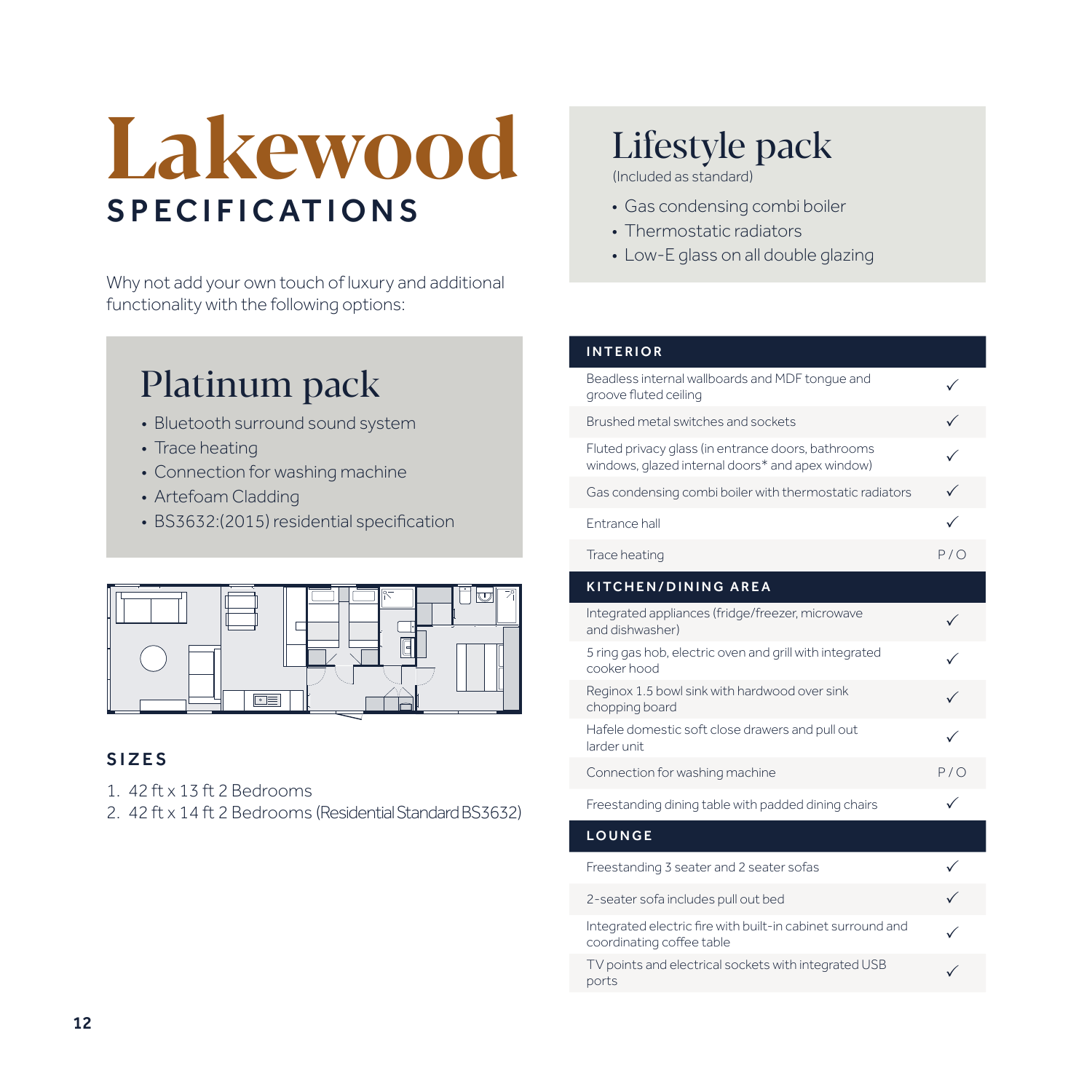# Lakewood

## SPECIFICATIONS

Why not add your own touch of luxury and additional functionality with the following options:

## Platinum pack

- Bluetooth surround sound system
- Trace heating
- Connection for washing machine
- Artefoam Cladding
- BS3632:(2015) residential specification

### SIZES

1. 42 ft x 13 ft 2 Bedrooms
2. 42 ft x 14 ft 2 Bedrooms (Residential Standard BS3632)

## Lifestyle pack

(Included as standard)

- Gas condensing combi boiler
- Thermostatic radiators
- Low-E glass on all double glazing

| INTERIOR | |
|---|---|
| Beadless internal wallboards and MDF tongue and groove fluted ceiling | ✓ |
| Brushed metal switches and sockets | ✓ |
| Fluted privacy glass (in entrance doors, bathrooms windows, glazed internal doors* and apex window) | ✓ |
| Gas condensing combi boiler with thermostatic radiators | ✓ |
| Entrance hall | ✓ |
| Trace heating | P / O |
| **KITCHEN/DINING AREA** | |
| Integrated appliances (fridge/freezer, microwave and dishwasher) | ✓ |
| 5 ring gas hob, electric oven and grill with integrated cooker hood | ✓ |
| Reginox 1.5 bowl sink with hardwood over sink chopping board | ✓ |
| Hafele domestic soft close drawers and pull out larder unit | ✓ |
| Connection for washing machine | P / O |
| Freestanding dining table with padded dining chairs | ✓ |
| **LOUNGE** | |
| Freestanding 3 seater and 2 seater sofas | ✓ |
| 2-seater sofa includes pull out bed | ✓ |
| Integrated electric fire with built-in cabinet surround and coordinating coffee table | ✓ |
| TV points and electrical sockets with integrated USB ports | ✓ |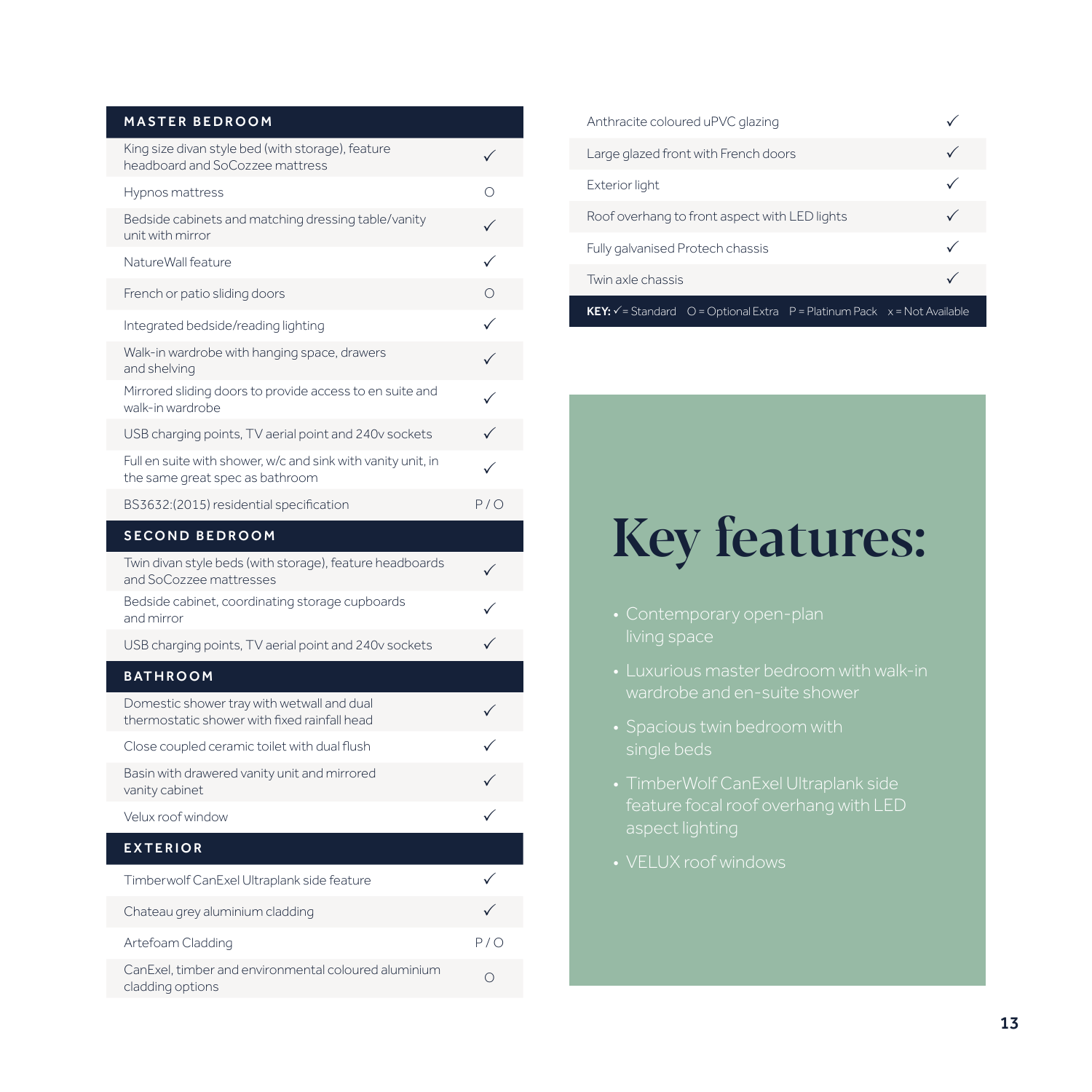| MASTER BEDROOM | |
|---|---|
| King size divan style bed (with storage), feature headboard and SoCozzee mattress | ✓ |
| Hypnos mattress | O |
| Bedside cabinets and matching dressing table/vanity unit with mirror | ✓ |
| NatureWall feature | ✓ |
| French or patio sliding doors | O |
| Integrated bedside/reading lighting | ✓ |
| Walk-in wardrobe with hanging space, drawers and shelving | ✓ |
| Mirrored sliding doors to provide access to en suite and walk-in wardrobe | ✓ |
| USB charging points, TV aerial point and 240v sockets | ✓ |
| Full en suite with shower, w/c and sink with vanity unit, in the same great spec as bathroom | ✓ |
| BS3632:(2015) residential specification | P / O |
| **SECOND BEDROOM** | |
| Twin divan style beds (with storage), feature headboards and SoCozzee mattresses | ✓ |
| Bedside cabinet, coordinating storage cupboards and mirror | ✓ |
| USB charging points, TV aerial point and 240v sockets | ✓ |
| **BATHROOM** | |
| Domestic shower tray with wetwall and dual thermostatic shower with fixed rainfall head | ✓ |
| Close coupled ceramic toilet with dual flush | ✓ |
| Basin with drawered vanity unit and mirrored vanity cabinet | ✓ |
| Velux roof window | ✓ |
| **EXTERIOR** | |
| Timberwolf CanExel Ultraplank side feature | ✓ |
| Chateau grey aluminium cladding | ✓ |
| Artefoam Cladding | P / O |
| CanExel, timber and environmental coloured aluminium cladding options | O |
| Anthracite coloured uPVC glazing | ✓ |
| Large glazed front with French doors | ✓ |
| Exterior light | ✓ |
| Roof overhang to front aspect with LED lights | ✓ |
| Fully galvanised Protech chassis | ✓ |
| Twin axle chassis | ✓ |

**KEY:** ✓ = Standard O = Optional Extra P = Platinum Pack x = Not Available

# Key features:

- Contemporary open-plan living space
- Luxurious master bedroom with walk-in wardrobe and en-suite shower
- Spacious twin bedroom with single beds
- TimberWolf CanExel Ultraplank side feature focal roof overhang with LED aspect lighting
- VELUX roof windows